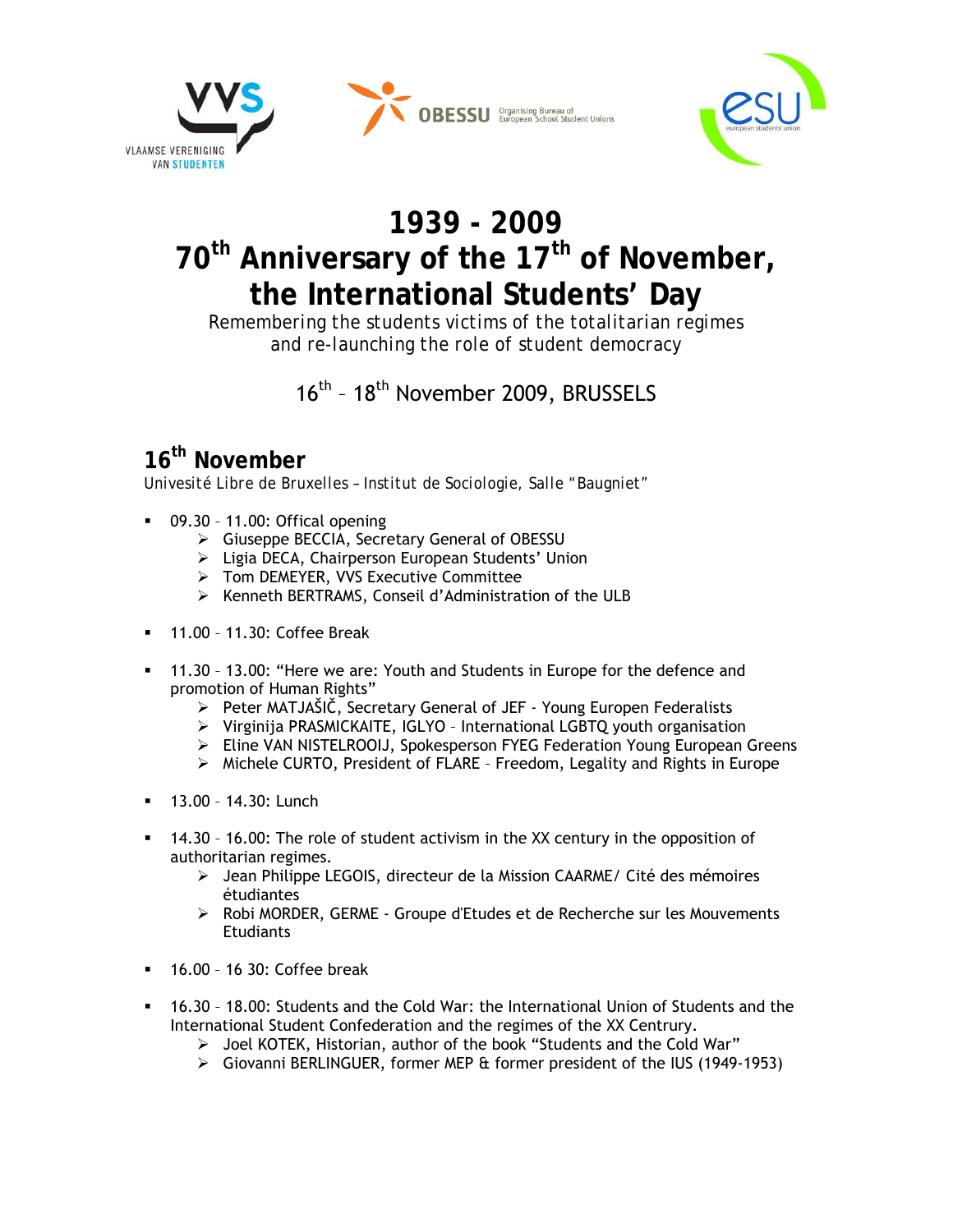VLAAMSE VERENIGING VAN STUDENTEN

OBESSU Organising Bureau of European School Student Unions

esu european students' union

# 1939 - 2009
# 70th Anniversary of the 17th of November, the International Students' Day

Remembering the students victims of the totalitarian regimes
and re-launching the role of student democracy

16th – 18th November 2009, BRUSSELS

## 16th November

*Univesité Libre de Bruxelles – Institut de Sociologie, Salle "Baugniet"*

- 09.30 – 11.00: Offical opening
  - Giuseppe BECCIA, Secretary General of OBESSU
  - Ligia DECA, Chairperson European Students' Union
  - Tom DEMEYER, VVS Executive Committee
  - Kenneth BERTRAMS, Conseil d'Administration of the ULB

- 11.00 – 11.30: Coffee Break

- 11.30 – 13.00: "Here we are: Youth and Students in Europe for the defence and promotion of Human Rights"
  - Peter MATJAŠIČ, Secretary General of JEF - Young Europen Federalists
  - Virginija PRASMICKAITE, IGLYO – International LGBTQ youth organisation
  - Eline VAN NISTELROOIJ, Spokesperson FYEG Federation Young European Greens
  - Michele CURTO, President of FLARE – Freedom, Legality and Rights in Europe

- 13.00 – 14.30: Lunch

- 14.30 – 16.00: The role of student activism in the XX century in the opposition of authoritarian regimes.
  - Jean Philippe LEGOIS, directeur de la Mission CAARME/ Cité des mémoires étudiantes
  - Robi MORDER, GERME - Groupe d'Etudes et de Recherche sur les Mouvements Etudiants

- 16.00 – 16 30: Coffee break

- 16.30 – 18.00: Students and the Cold War: the International Union of Students and the International Student Confederation and the regimes of the XX Centrury.
  - Joel KOTEK, Historian, author of the book "Students and the Cold War"
  - Giovanni BERLINGUER, former MEP & former president of the IUS (1949-1953)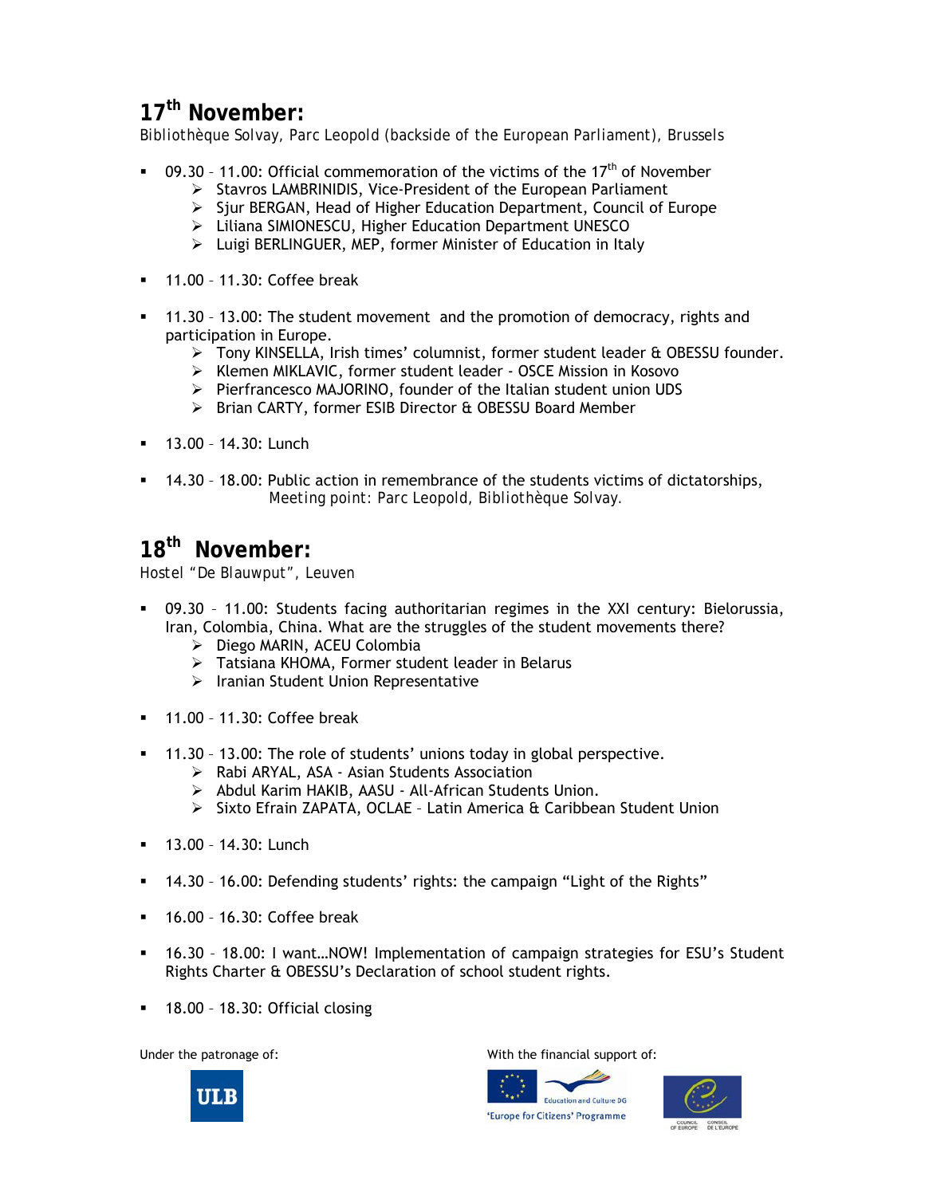## 17th November:

*Bibliothèque Solvay, Parc Leopold (backside of the European Parliament), Brussels*

- 09.30 – 11.00: Official commemoration of the victims of the 17th of November
  - Stavros LAMBRINIDIS, Vice-President of the European Parliament
  - Sjur BERGAN, Head of Higher Education Department, Council of Europe
  - Liliana SIMIONESCU, Higher Education Department UNESCO
  - Luigi BERLINGUER, MEP, former Minister of Education in Italy

- 11.00 – 11.30: Coffee break

- 11.30 – 13.00: The student movement and the promotion of democracy, rights and participation in Europe.
  - Tony KINSELLA, Irish times' columnist, former student leader & OBESSU founder.
  - Klemen MIKLAVIC, former student leader - OSCE Mission in Kosovo
  - Pierfrancesco MAJORINO, founder of the Italian student union UDS
  - Brian CARTY, former ESIB Director & OBESSU Board Member

- 13.00 – 14.30: Lunch

- 14.30 – 18.00: Public action in remembrance of the students victims of dictatorships,
  *Meeting point: Parc Leopold, Bibliothèque Solvay.*

## 18th November:

*Hostel "De Blauwput", Leuven*

- 09.30 – 11.00: Students facing authoritarian regimes in the XXI century: Bielorussia, Iran, Colombia, China. What are the struggles of the student movements there?
  - Diego MARIN, ACEU Colombia
  - Tatsiana KHOMA, Former student leader in Belarus
  - Iranian Student Union Representative

- 11.00 – 11.30: Coffee break

- 11.30 – 13.00: The role of students' unions today in global perspective.
  - Rabi ARYAL, ASA - Asian Students Association
  - Abdul Karim HAKIB, AASU - All-African Students Union.
  - Sixto Efrain ZAPATA, OCLAE – Latin America & Caribbean Student Union

- 13.00 – 14.30: Lunch

- 14.30 – 16.00: Defending students' rights: the campaign "Light of the Rights"

- 16.00 – 16.30: Coffee break

- 16.30 – 18.00: I want…NOW! Implementation of campaign strategies for ESU's Student Rights Charter & OBESSU's Declaration of school student rights.

- 18.00 – 18.30: Official closing

Under the patronage of:

ULB

With the financial support of:

Education and Culture DG
'Europe for Citizens' Programme

Council of Europe / Conseil de l'Europe